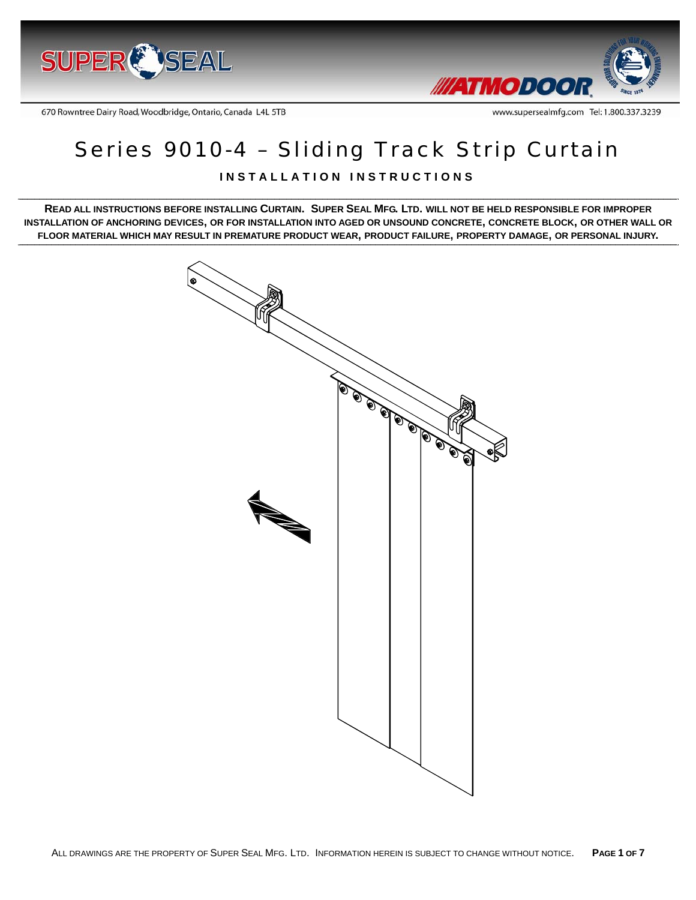670 Rowntree Dairy Road, Woodbridge, Ontario, Canada L4L 5TB

www.supersealmfg.com Tel: 1.800.337.3239

# Series 9010-4 – Sliding Track Strip Curtain

## INSTALLATION INSTRUCTIONS

**READ ALL INSTRUCTIONS BEFORE INSTALLING CURTAIN. SUPER SEAL MFG. LTD. WILL NOT BE HELD RESPONSIBLE FOR IMPROPER INSTALLATION OF ANCHORING DEVICES, OR FOR INSTALLATION INTO AGED OR UNSOUND CONCRETE, CONCRETE BLOCK, OR OTHER WALL OR FLOOR MATERIAL WHICH MAY RESULT IN PREMATURE PRODUCT WEAR, PRODUCT FAILURE, PROPERTY DAMAGE, OR PERSONAL INJURY.**

ALL DRAWINGS ARE THE PROPERTY OF SUPER SEAL MFG. LTD. INFORMATION HEREIN IS SUBJECT TO CHANGE WITHOUT NOTICE.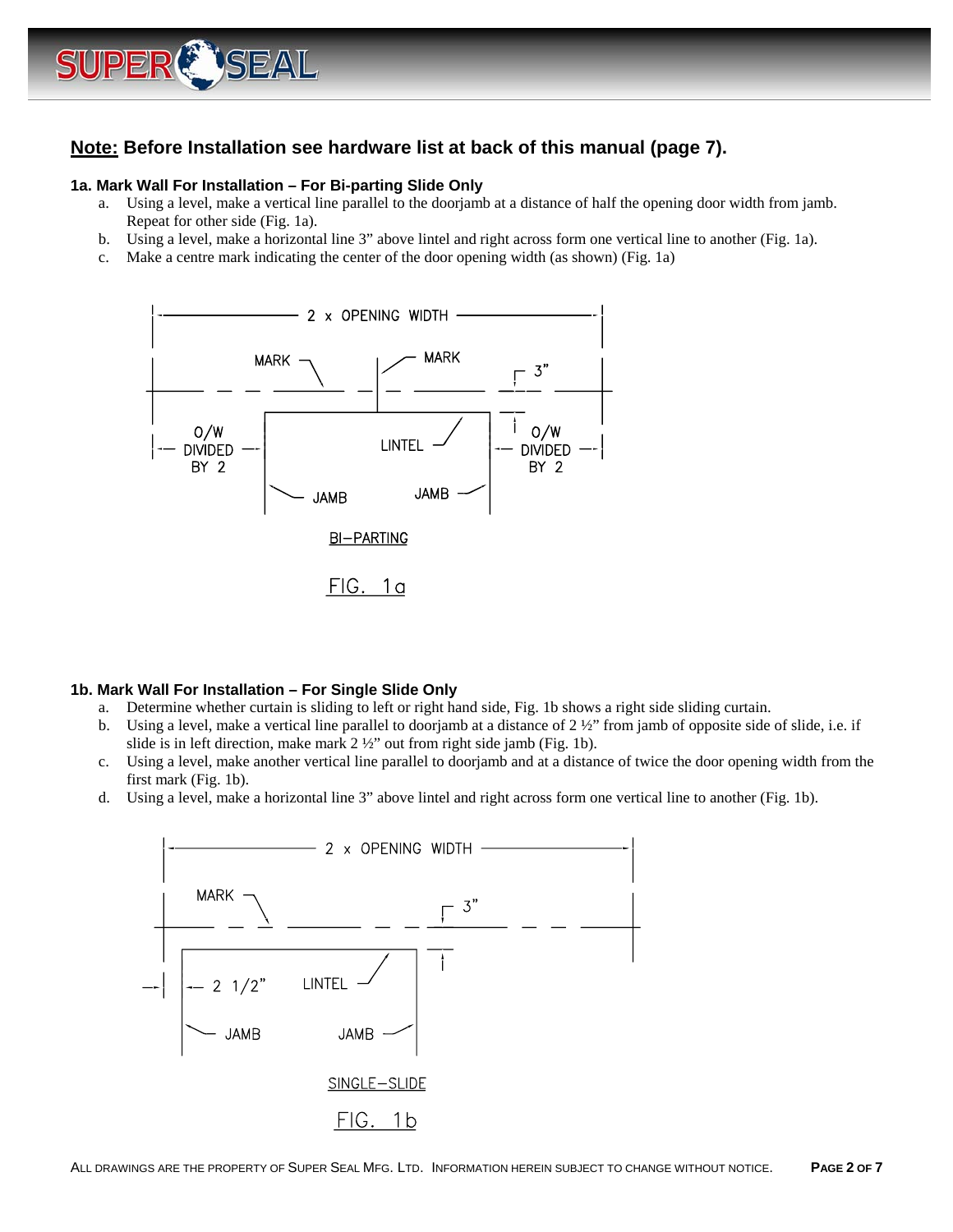**<u>Note:</u> Before Installation see hardware list at back of this manual (page 7).**

#### 1a. Mark Wall For Installation – For Bi-parting Slide Only

a. Using a level, make a vertical line parallel to the doorjamb at a distance of half the opening door width from jamb. Repeat for other side (Fig. 1a).
b. Using a level, make a horizontal line 3" above lintel and right across form one vertical line to another (Fig. 1a).
c. Make a centre mark indicating the center of the door opening width (as shown) (Fig. 1a)

BI-PARTING

FIG. 1a

#### 1b. Mark Wall For Installation – For Single Slide Only

a. Determine whether curtain is sliding to left or right hand side, Fig. 1b shows a right side sliding curtain.
b. Using a level, make a vertical line parallel to doorjamb at a distance of 2 ½" from jamb of opposite side of slide, i.e. if slide is in left direction, make mark 2 ½" out from right side jamb (Fig. 1b).
c. Using a level, make another vertical line parallel to doorjamb and at a distance of twice the door opening width from the first mark (Fig. 1b).
d. Using a level, make a horizontal line 3" above lintel and right across form one vertical line to another (Fig. 1b).

SINGLE-SLIDE

FIG. 1b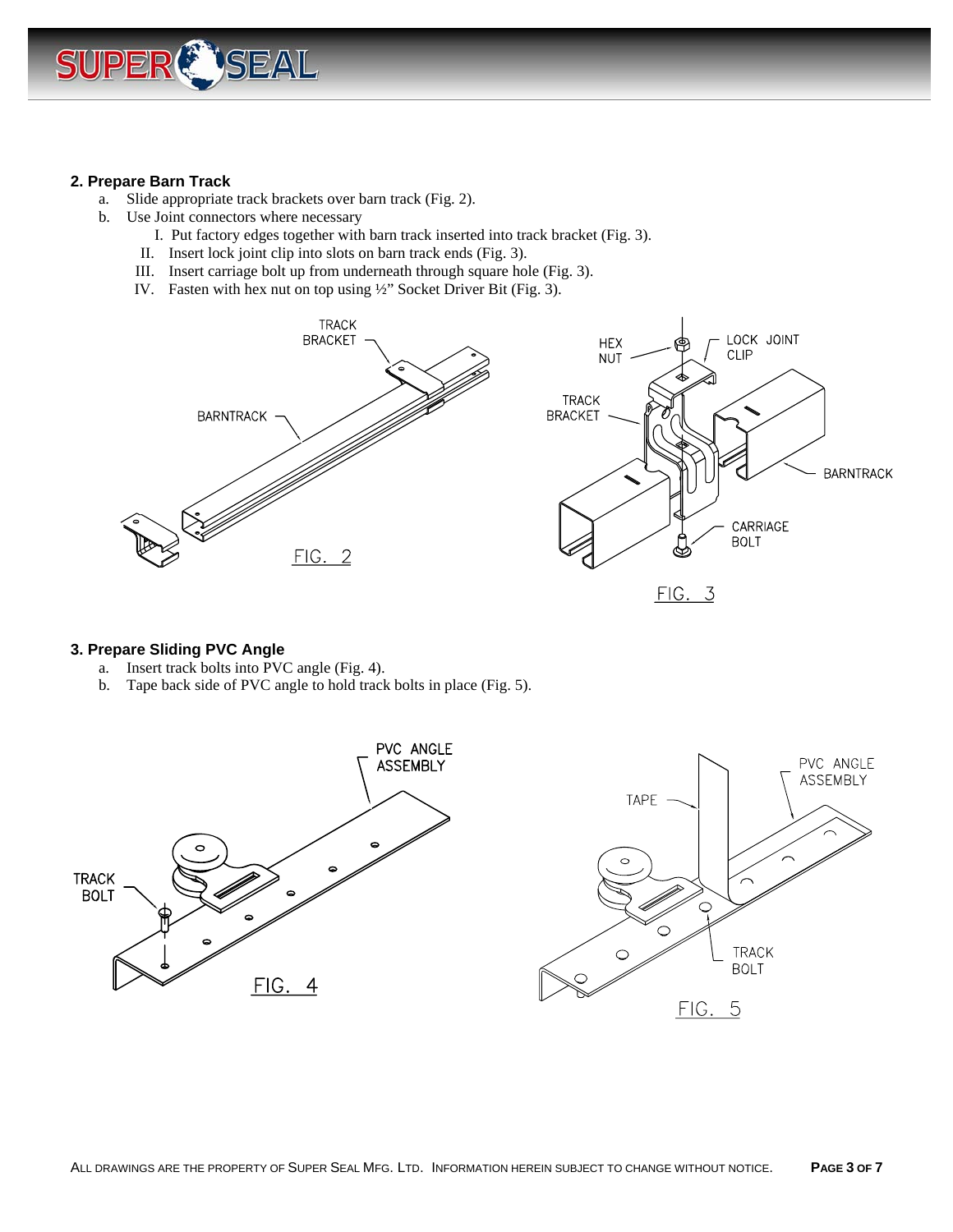## 2. Prepare Barn Track

a. Slide appropriate track brackets over barn track (Fig. 2).

b. Use Joint connectors where necessary

   I. Put factory edges together with barn track inserted into track bracket (Fig. 3).

   II. Insert lock joint clip into slots on barn track ends (Fig. 3).

   III. Insert carriage bolt up from underneath through square hole (Fig. 3).

   IV. Fasten with hex nut on top using ½" Socket Driver Bit (Fig. 3).

FIG. 2

FIG. 3

## 3. Prepare Sliding PVC Angle

a. Insert track bolts into PVC angle (Fig. 4).

b. Tape back side of PVC angle to hold track bolts in place (Fig. 5).

FIG. 4

FIG. 5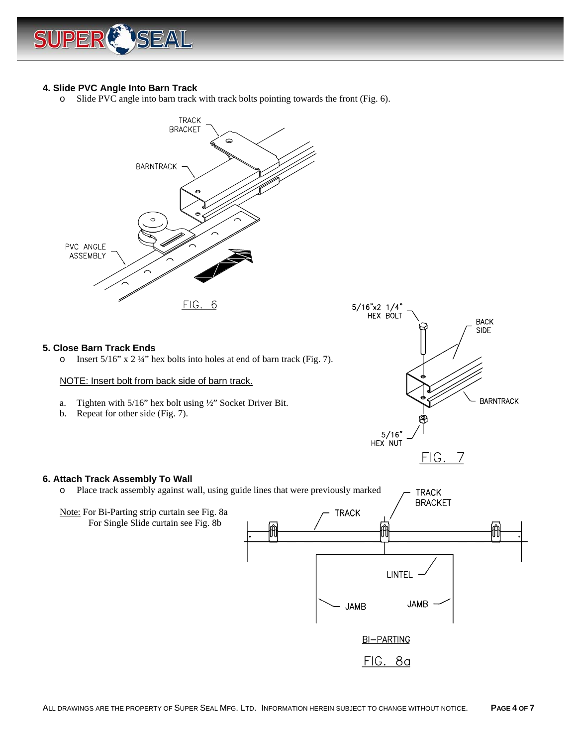### 4. Slide PVC Angle Into Barn Track

- Slide PVC angle into barn track with track bolts pointing towards the front (Fig. 6).

FIG. 6

### 5. Close Barn Track Ends

- Insert 5/16" x 2 ¼" hex bolts into holes at end of barn track (Fig. 7).

NOTE: Insert bolt from back side of barn track.

a. Tighten with 5/16" hex bolt using ½" Socket Driver Bit.
b. Repeat for other side (Fig. 7).

FIG. 7

### 6. Attach Track Assembly To Wall

- Place track assembly against wall, using guide lines that were previously marked

Note: For Bi-Parting strip curtain see Fig. 8a
For Single Slide curtain see Fig. 8b

BI-PARTING

FIG. 8a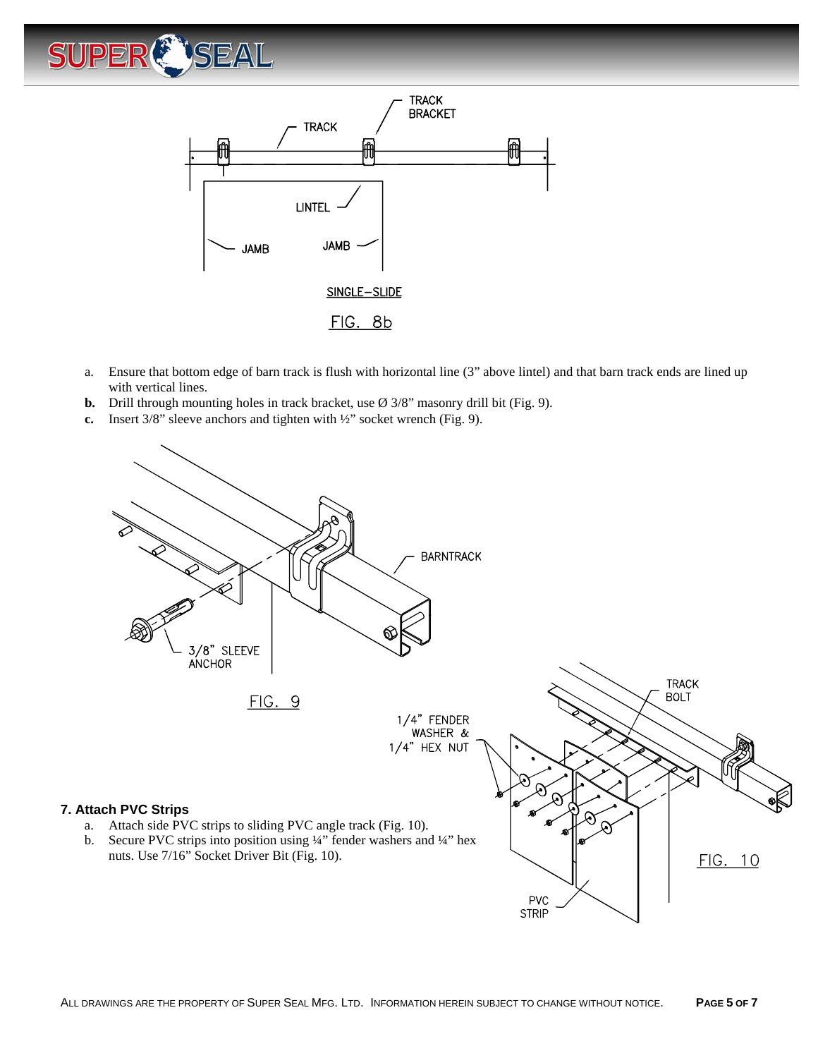SINGLE–SLIDE

FIG. 8b

a. Ensure that bottom edge of barn track is flush with horizontal line (3" above lintel) and that barn track ends are lined up with vertical lines.
**b.** Drill through mounting holes in track bracket, use Ø 3/8" masonry drill bit (Fig. 9).
**c.** Insert 3/8" sleeve anchors and tighten with ½" socket wrench (Fig. 9).

FIG. 9

**7. Attach PVC Strips**

a. Attach side PVC strips to sliding PVC angle track (Fig. 10).
b. Secure PVC strips into position using ¼" fender washers and ¼" hex nuts. Use 7/16" Socket Driver Bit (Fig. 10).

FIG. 10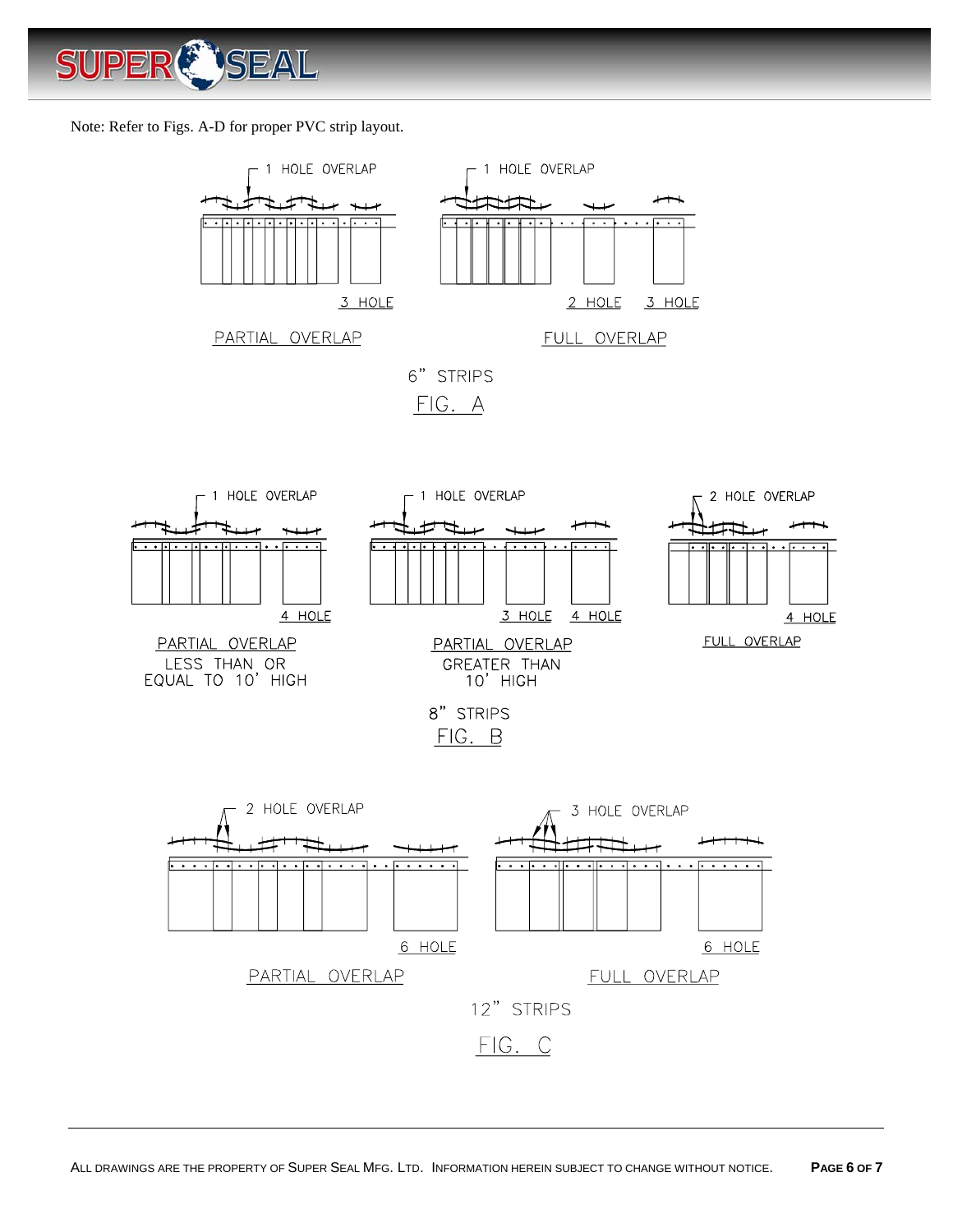Note: Refer to Figs. A-D for proper PVC strip layout.

1 HOLE OVERLAP

3 HOLE

PARTIAL OVERLAP

1 HOLE OVERLAP

2 HOLE 3 HOLE

FULL OVERLAP

6" STRIPS

FIG. A

1 HOLE OVERLAP

4 HOLE

PARTIAL OVERLAP
LESS THAN OR EQUAL TO 10' HIGH

1 HOLE OVERLAP

3 HOLE 4 HOLE

PARTIAL OVERLAP
GREATER THAN 10' HIGH

2 HOLE OVERLAP

4 HOLE

FULL OVERLAP

8" STRIPS

FIG. B

2 HOLE OVERLAP

6 HOLE

PARTIAL OVERLAP

3 HOLE OVERLAP

6 HOLE

FULL OVERLAP

12" STRIPS

FIG. C

ALL DRAWINGS ARE THE PROPERTY OF SUPER SEAL MFG. LTD. INFORMATION HEREIN SUBJECT TO CHANGE WITHOUT NOTICE.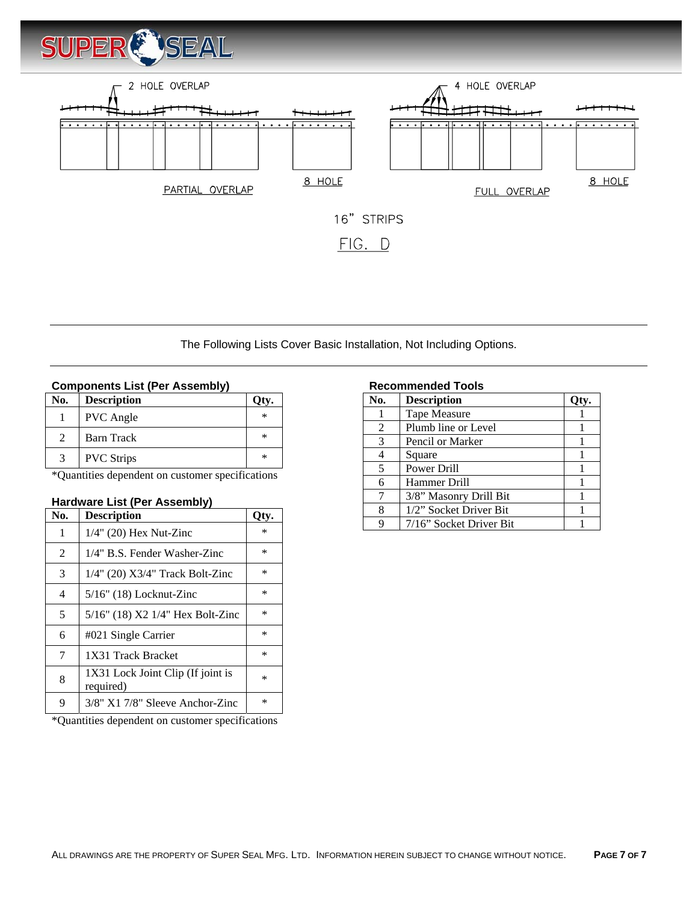2 HOLE OVERLAP

4 HOLE OVERLAP

PARTIAL OVERLAP

8 HOLE

FULL OVERLAP

8 HOLE

16" STRIPS

FIG. D

The Following Lists Cover Basic Installation, Not Including Options.

### Components List (Per Assembly)

| No. | Description | Qty. |
|---|---|---|
| 1 | PVC Angle | * |
| 2 | Barn Track | * |
| 3 | PVC Strips | * |

*Quantities dependent on customer specifications

### Hardware List (Per Assembly)

| No. | Description | Qty. |
|---|---|---|
| 1 | 1/4" (20) Hex Nut-Zinc | * |
| 2 | 1/4" B.S. Fender Washer-Zinc | * |
| 3 | 1/4" (20) X3/4" Track Bolt-Zinc | * |
| 4 | 5/16" (18) Locknut-Zinc | * |
| 5 | 5/16" (18) X2 1/4" Hex Bolt-Zinc | * |
| 6 | #021 Single Carrier | * |
| 7 | 1X31 Track Bracket | * |
| 8 | 1X31 Lock Joint Clip (If joint is required) | * |
| 9 | 3/8" X1 7/8" Sleeve Anchor-Zinc | * |

*Quantities dependent on customer specifications

### Recommended Tools

| No. | Description | Qty. |
|---|---|---|
| 1 | Tape Measure | 1 |
| 2 | Plumb line or Level | 1 |
| 3 | Pencil or Marker | 1 |
| 4 | Square | 1 |
| 5 | Power Drill | 1 |
| 6 | Hammer Drill | 1 |
| 7 | 3/8" Masonry Drill Bit | 1 |
| 8 | 1/2" Socket Driver Bit | 1 |
| 9 | 7/16" Socket Driver Bit | 1 |

ALL DRAWINGS ARE THE PROPERTY OF SUPER SEAL MFG. LTD. INFORMATION HEREIN SUBJECT TO CHANGE WITHOUT NOTICE.